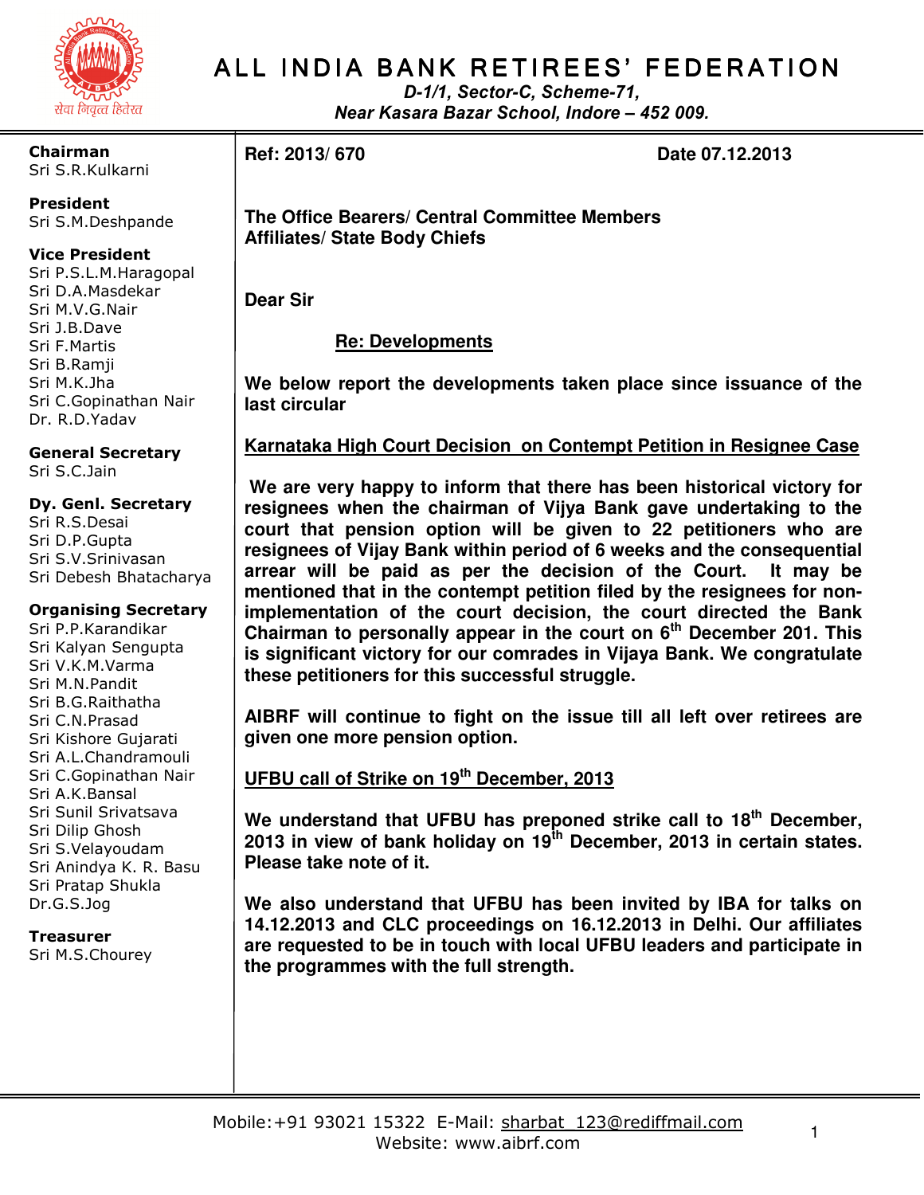# ALL INDIA BANK RETIREES' FEDERATION

*D-1/1, Sector-C, Scheme-71,*
*Near Kasara Bazar School, Indore – 452 009.*

सेवा निवृत्त हितेरत

**Chairman**
Sri S.R.Kulkarni

**President**
Sri S.M.Deshpande

**Vice President**
Sri P.S.L.M.Haragopal
Sri D.A.Masdekar
Sri M.V.G.Nair
Sri J.B.Dave
Sri F.Martis
Sri B.Ramji
Sri M.K.Jha
Sri C.Gopinathan Nair
Dr. R.D.Yadav

**General Secretary**
Sri S.C.Jain

**Dy. Genl. Secretary**
Sri R.S.Desai
Sri D.P.Gupta
Sri S.V.Srinivasan
Sri Debesh Bhatacharya

**Organising Secretary**
Sri P.P.Karandikar
Sri Kalyan Sengupta
Sri V.K.M.Varma
Sri M.N.Pandit
Sri B.G.Raithatha
Sri C.N.Prasad
Sri Kishore Gujarati
Sri A.L.Chandramouli
Sri C.Gopinathan Nair
Sri A.K.Bansal
Sri Sunil Srivatsava
Sri Dilip Ghosh
Sri S.Velayoudam
Sri Anindya K. R. Basu
Sri Pratap Shukla
Dr.G.S.Jog

**Treasurer**
Sri M.S.Chourey

---

**Ref: 2013/ 670** **Date 07.12.2013**

**The Office Bearers/ Central Committee Members**
**Affiliates/ State Body Chiefs**

**Dear Sir**

**<u>Re: Developments</u>**

**We below report the developments taken place since issuance of the last circular**

**<u>Karnataka High Court Decision on Contempt Petition in Resignee Case</u>**

**We are very happy to inform that there has been historical victory for resignees when the chairman of Vijya Bank gave undertaking to the court that pension option will be given to 22 petitioners who are resignees of Vijay Bank within period of 6 weeks and the consequential arrear will be paid as per the decision of the Court. It may be mentioned that in the contempt petition filed by the resignees for non-implementation of the court decision, the court directed the Bank Chairman to personally appear in the court on 6th December 201. This is significant victory for our comrades in Vijaya Bank. We congratulate these petitioners for this successful struggle.**

**AIBRF will continue to fight on the issue till all left over retirees are given one more pension option.**

**<u>UFBU call of Strike on 19th December, 2013</u>**

**We understand that UFBU has preponed strike call to 18th December, 2013 in view of bank holiday on 19th December, 2013 in certain states. Please take note of it.**

**We also understand that UFBU has been invited by IBA for talks on 14.12.2013 and CLC proceedings on 16.12.2013 in Delhi. Our affiliates are requested to be in touch with local UFBU leaders and participate in the programmes with the full strength.**

---

Mobile:+91 93021 15322 E-Mail: sharbat_123@rediffmail.com
Website: www.aibrf.com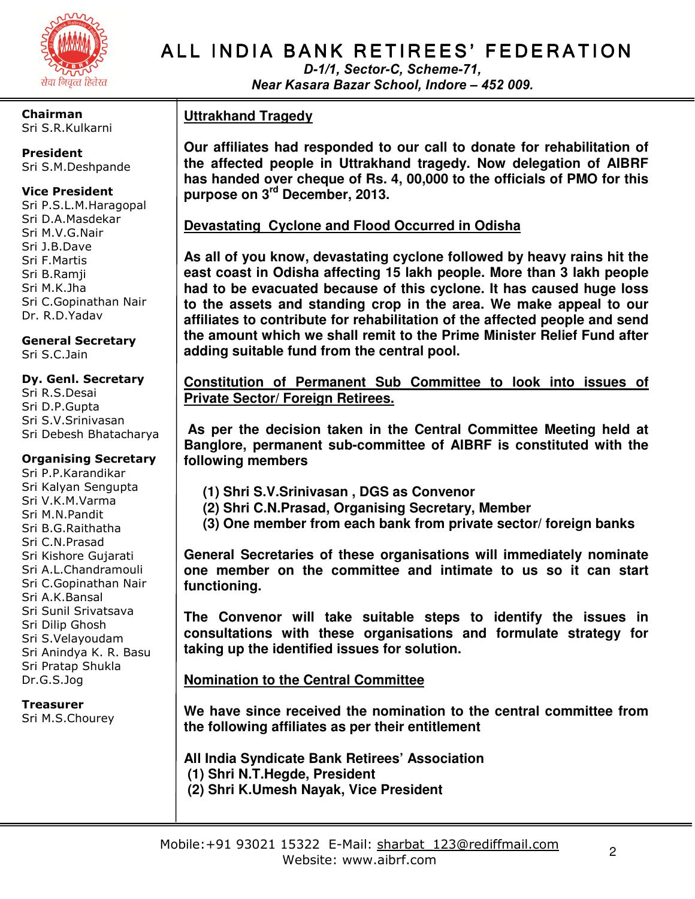# ALL INDIA BANK RETIREES' FEDERATION

*D-1/1, Sector-C, Scheme-71,*
*Near Kasara Bazar School, Indore – 452 009.*

**Chairman**
Sri S.R.Kulkarni

**President**
Sri S.M.Deshpande

**Vice President**
Sri P.S.L.M.Haragopal
Sri D.A.Masdekar
Sri M.V.G.Nair
Sri J.B.Dave
Sri F.Martis
Sri B.Ramji
Sri M.K.Jha
Sri C.Gopinathan Nair
Dr. R.D.Yadav

**General Secretary**
Sri S.C.Jain

**Dy. Genl. Secretary**
Sri R.S.Desai
Sri D.P.Gupta
Sri S.V.Srinivasan
Sri Debesh Bhatacharya

**Organising Secretary**
Sri P.P.Karandikar
Sri Kalyan Sengupta
Sri V.K.M.Varma
Sri M.N.Pandit
Sri B.G.Raithatha
Sri C.N.Prasad
Sri Kishore Gujarati
Sri A.L.Chandramouli
Sri C.Gopinathan Nair
Sri A.K.Bansal
Sri Sunil Srivatsava
Sri Dilip Ghosh
Sri S.Velayoudam
Sri Anindya K. R. Basu
Sri Pratap Shukla
Dr.G.S.Jog

**Treasurer**
Sri M.S.Chourey

## Uttrakhand Tragedy

**Our affiliates had responded to our call to donate for rehabilitation of the affected people in Uttrakhand tragedy. Now delegation of AIBRF has handed over cheque of Rs. 4, 00,000 to the officials of PMO for this purpose on 3rd December, 2013.**

## Devastating Cyclone and Flood Occurred in Odisha

**As all of you know, devastating cyclone followed by heavy rains hit the east coast in Odisha affecting 15 lakh people. More than 3 lakh people had to be evacuated because of this cyclone. It has caused huge loss to the assets and standing crop in the area. We make appeal to our affiliates to contribute for rehabilitation of the affected people and send the amount which we shall remit to the Prime Minister Relief Fund after adding suitable fund from the central pool.**

## Constitution of Permanent Sub Committee to look into issues of Private Sector/ Foreign Retirees.

**As per the decision taken in the Central Committee Meeting held at Banglore, permanent sub-committee of AIBRF is constituted with the following members**

**(1) Shri S.V.Srinivasan , DGS as Convenor**
**(2) Shri C.N.Prasad, Organising Secretary, Member**
**(3) One member from each bank from private sector/ foreign banks**

**General Secretaries of these organisations will immediately nominate one member on the committee and intimate to us so it can start functioning.**

**The Convenor will take suitable steps to identify the issues in consultations with these organisations and formulate strategy for taking up the identified issues for solution.**

## Nomination to the Central Committee

**We have since received the nomination to the central committee from the following affiliates as per their entitlement**

**All India Syndicate Bank Retirees' Association**
**(1) Shri N.T.Hegde, President**
**(2) Shri K.Umesh Nayak, Vice President**

Mobile:+91 93021 15322 E-Mail: sharbat_123@rediffmail.com
Website: www.aibrf.com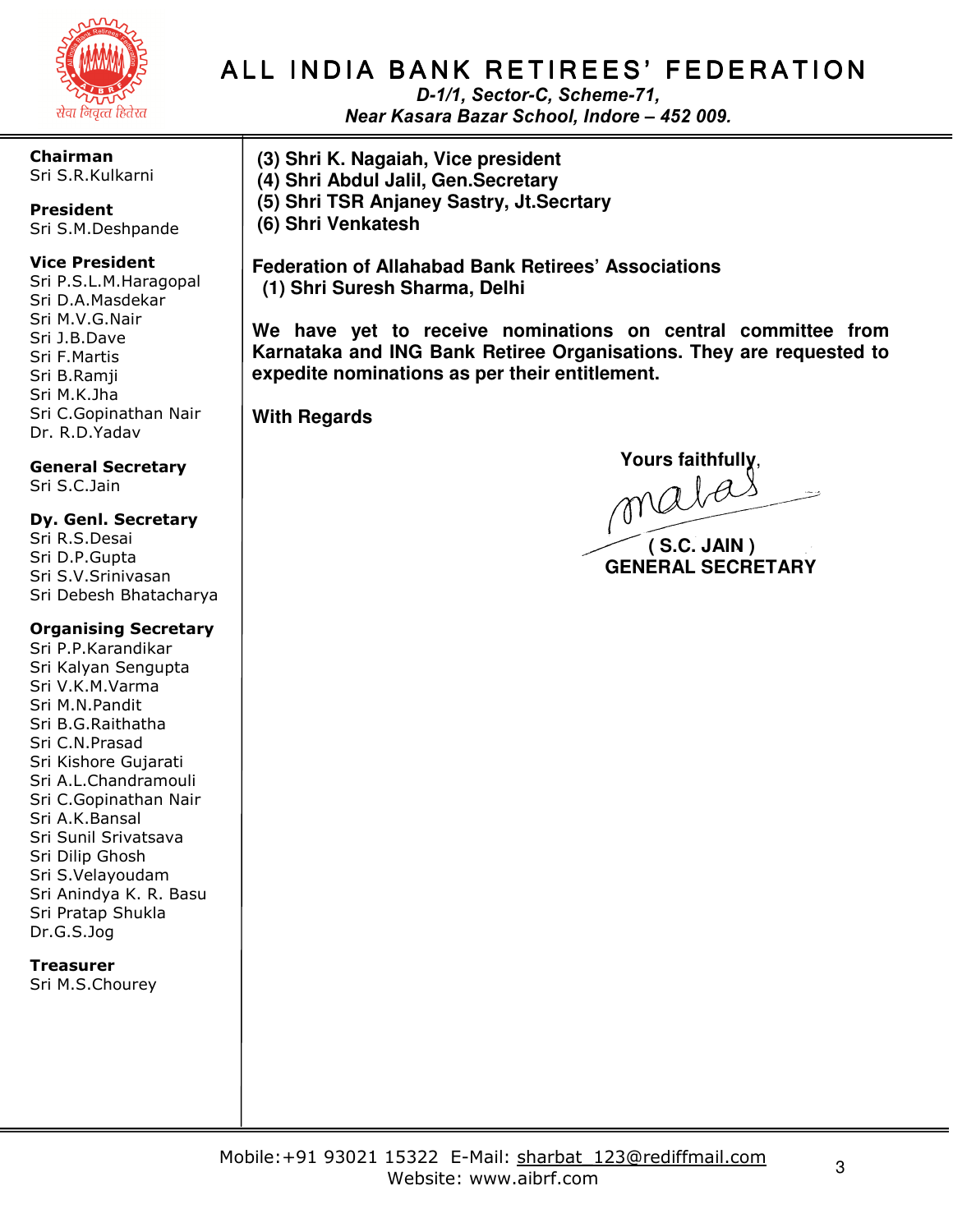# ALL INDIA BANK RETIREES' FEDERATION

*D-1/1, Sector-C, Scheme-71,*
*Near Kasara Bazar School, Indore – 452 009.*

**Chairman**
Sri S.R.Kulkarni

**President**
Sri S.M.Deshpande

**Vice President**
Sri P.S.L.M.Haragopal
Sri D.A.Masdekar
Sri M.V.G.Nair
Sri J.B.Dave
Sri F.Martis
Sri B.Ramji
Sri M.K.Jha
Sri C.Gopinathan Nair
Dr. R.D.Yadav

**General Secretary**
Sri S.C.Jain

**Dy. Genl. Secretary**
Sri R.S.Desai
Sri D.P.Gupta
Sri S.V.Srinivasan
Sri Debesh Bhatacharya

**Organising Secretary**
Sri P.P.Karandikar
Sri Kalyan Sengupta
Sri V.K.M.Varma
Sri M.N.Pandit
Sri B.G.Raithatha
Sri C.N.Prasad
Sri Kishore Gujarati
Sri A.L.Chandramouli
Sri C.Gopinathan Nair
Sri A.K.Bansal
Sri Sunil Srivatsava
Sri Dilip Ghosh
Sri S.Velayoudam
Sri Anindya K. R. Basu
Sri Pratap Shukla
Dr.G.S.Jog

**Treasurer**
Sri M.S.Chourey

---

**(3) Shri K. Nagaiah, Vice president**
**(4) Shri Abdul Jalil, Gen.Secretary**
**(5) Shri TSR Anjaney Sastry, Jt.Secrtary**
**(6) Shri Venkatesh**

**Federation of Allahabad Bank Retirees' Associations**
**(1) Shri Suresh Sharma, Delhi**

**We have yet to receive nominations on central committee from Karnataka and ING Bank Retiree Organisations. They are requested to expedite nominations as per their entitlement.**

**With Regards**

**Yours faithfully,**

**( S.C. JAIN )**
**GENERAL SECRETARY**

Mobile:+91 93021 15322 E-Mail: sharbat_123@rediffmail.com
Website: www.aibrf.com